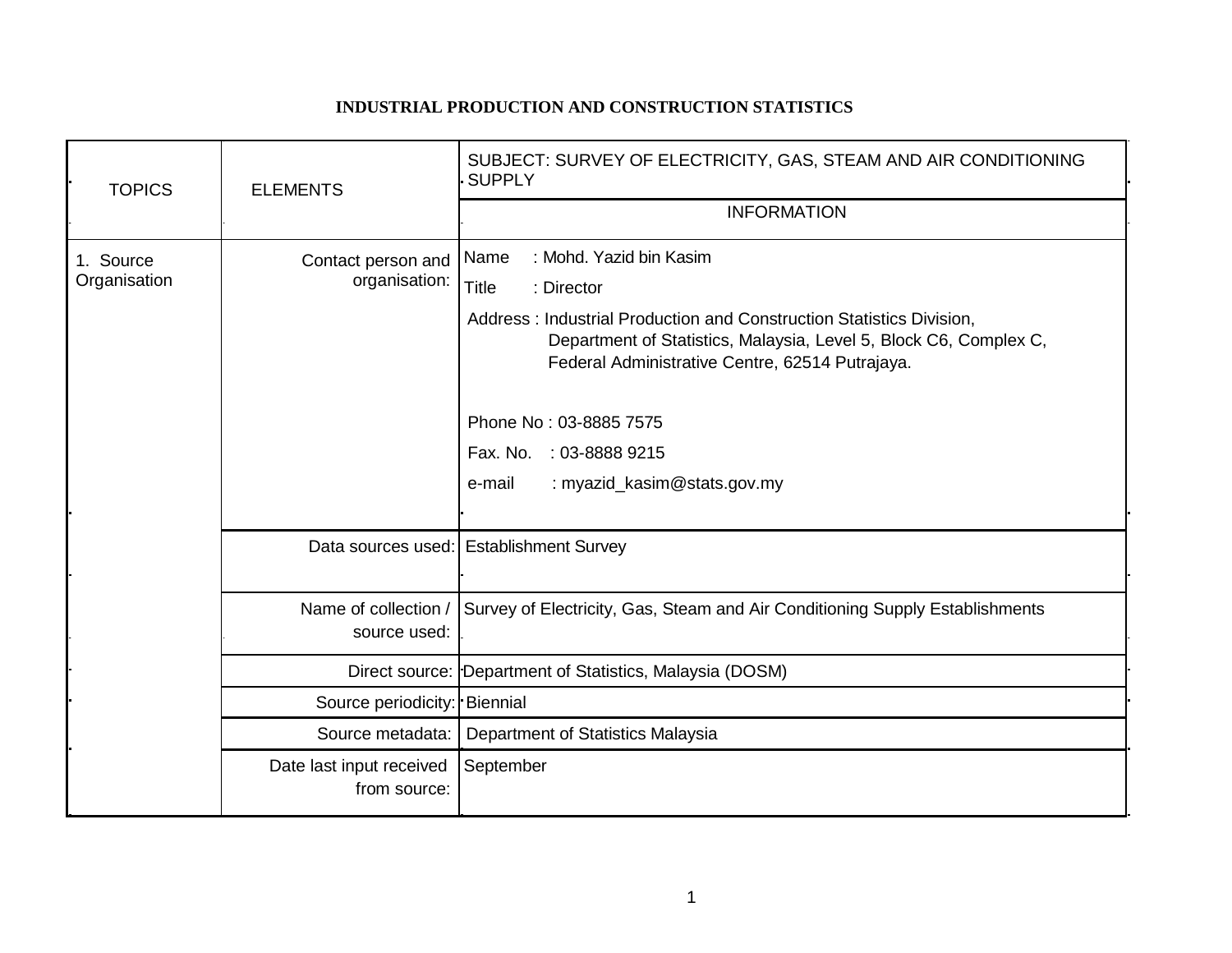# INDUSTRIAL PRODUCTION AND CONSTRUCTION STATISTICS

| TOPICS | ELEMENTS | SUBJECT: SURVEY OF ELECTRICITY, GAS, STEAM AND AIR CONDITIONING SUPPLY |
|---|---|---|
| | | INFORMATION |
| 1. Source Organisation | Contact person and organisation: | Name : Mohd. Yazid bin Kasim<br>Title : Director<br>Address : Industrial Production and Construction Statistics Division, Department of Statistics, Malaysia, Level 5, Block C6, Complex C, Federal Administrative Centre, 62514 Putrajaya.<br><br>Phone No : 03-8885 7575<br>Fax. No. : 03-8888 9215<br>e-mail : myazid_kasim@stats.gov.my |
| | Data sources used: | Establishment Survey |
| | Name of collection / source used: | Survey of Electricity, Gas, Steam and Air Conditioning Supply Establishments |
| | Direct source: | Department of Statistics, Malaysia (DOSM) |
| | Source periodicity: | Biennial |
| | Source metadata: | Department of Statistics Malaysia |
| | Date last input received from source: | September |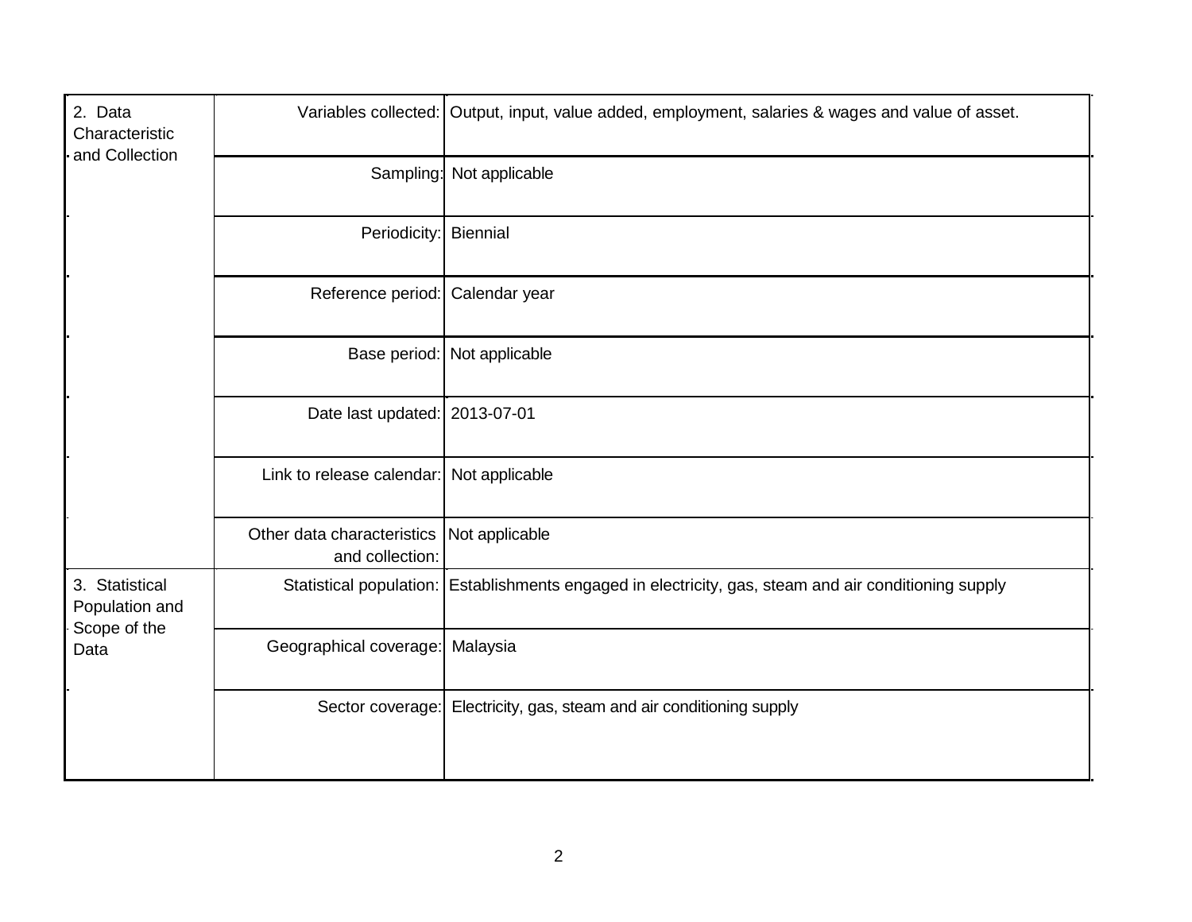| | | |
|---|---|---|
| 2. Data Characteristic and Collection | Variables collected: | Output, input, value added, employment, salaries & wages and value of asset. |
| | Sampling: | Not applicable |
| | Periodicity: | Biennial |
| | Reference period: | Calendar year |
| | Base period: | Not applicable |
| | Date last updated: | 2013-07-01 |
| | Link to release calendar: | Not applicable |
| | Other data characteristics and collection: | Not applicable |
| 3. Statistical Population and Scope of the Data | Statistical population: | Establishments engaged in electricity, gas, steam and air conditioning supply |
| | Geographical coverage: | Malaysia |
| | Sector coverage: | Electricity, gas, steam and air conditioning supply |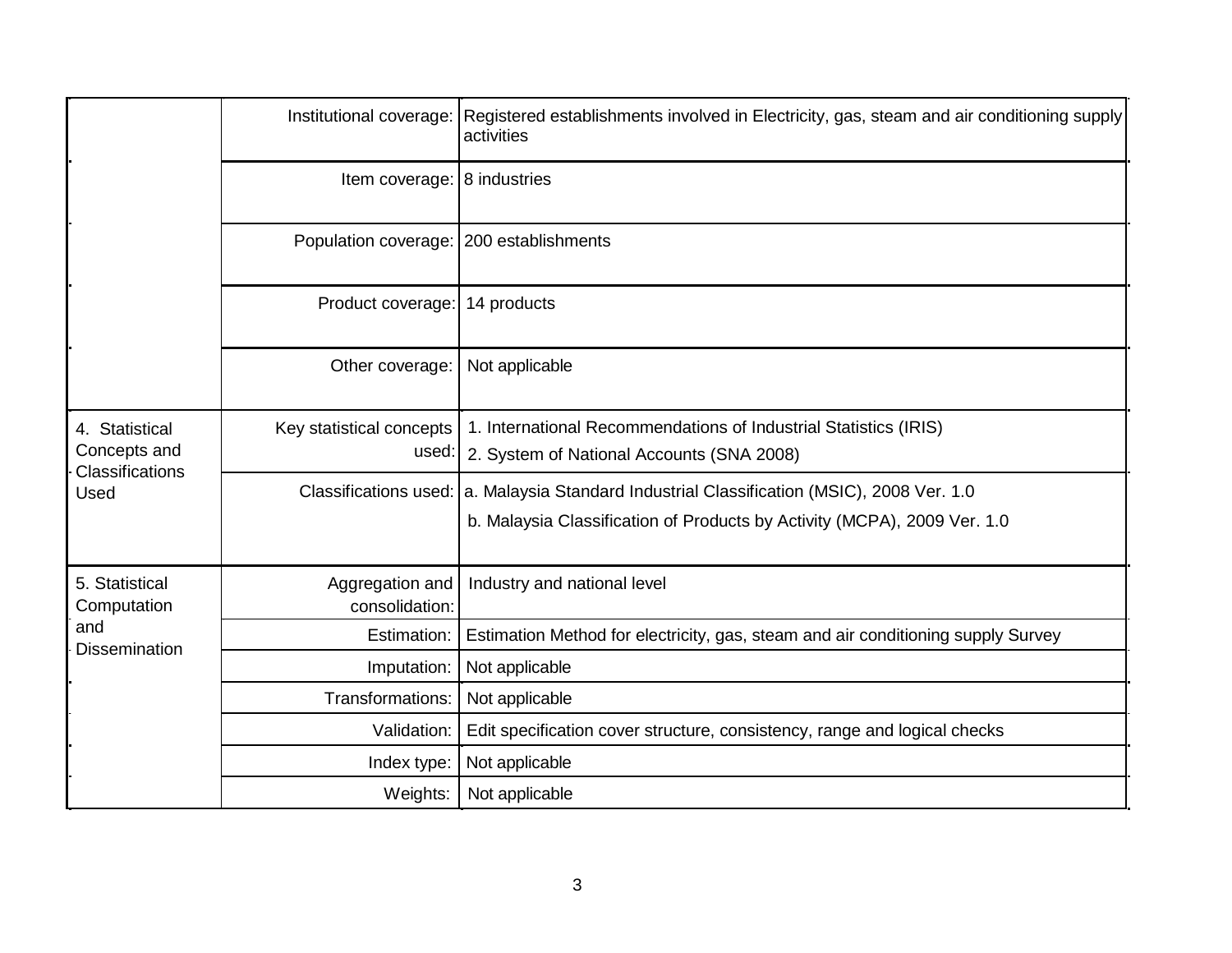| | | |
|---|---|---|
| | Institutional coverage: | Registered establishments involved in Electricity, gas, steam and air conditioning supply activities |
| | Item coverage: | 8 industries |
| | Population coverage: | 200 establishments |
| | Product coverage: | 14 products |
| | Other coverage: | Not applicable |
| 4. Statistical Concepts and Classifications Used | Key statistical concepts used: | 1. International Recommendations of Industrial Statistics (IRIS)<br>2. System of National Accounts (SNA 2008) |
| | Classifications used: | a. Malaysia Standard Industrial Classification (MSIC), 2008 Ver. 1.0<br>b. Malaysia Classification of Products by Activity (MCPA), 2009 Ver. 1.0 |
| 5. Statistical Computation and Dissemination | Aggregation and consolidation: | Industry and national level |
| | Estimation: | Estimation Method for electricity, gas, steam and air conditioning supply Survey |
| | Imputation: | Not applicable |
| | Transformations: | Not applicable |
| | Validation: | Edit specification cover structure, consistency, range and logical checks |
| | Index type: | Not applicable |
| | Weights: | Not applicable |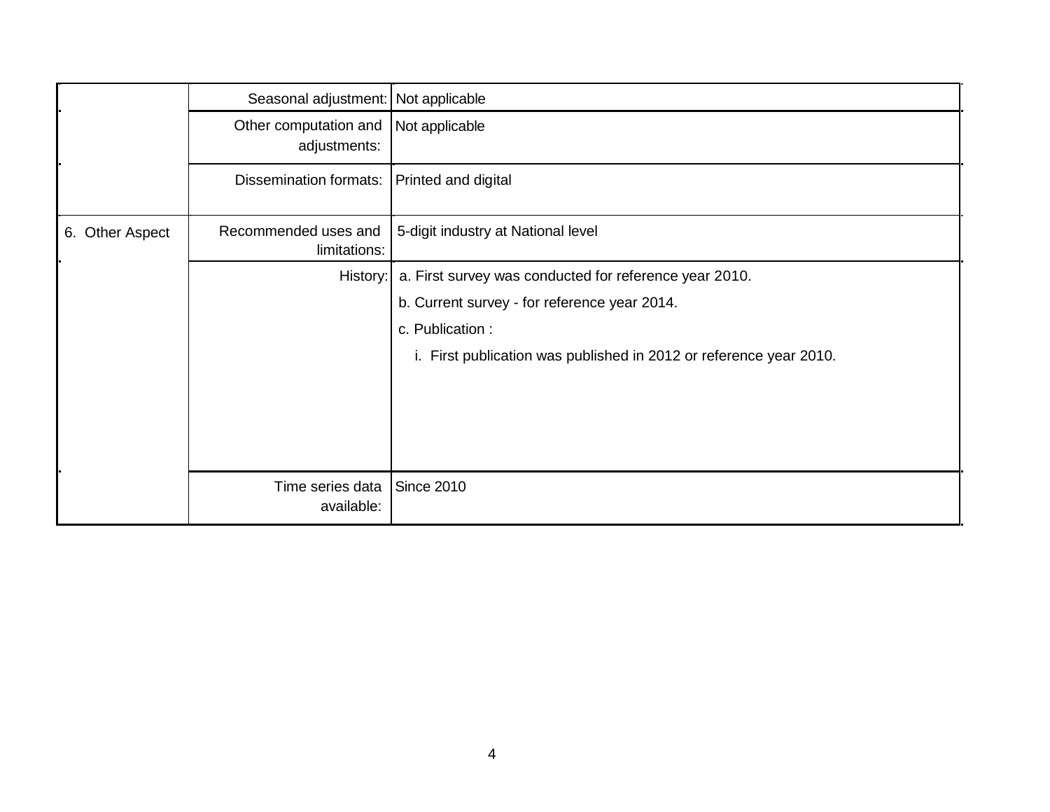| | | |
|---|---|---|
| | Seasonal adjustment: | Not applicable |
| | Other computation and adjustments: | Not applicable |
| | Dissemination formats: | Printed and digital |
| 6. Other Aspect | Recommended uses and limitations: | 5-digit industry at National level |
| | History: | a. First survey was conducted for reference year 2010.<br>b. Current survey - for reference year 2014.<br>c. Publication :<br>i. First publication was published in 2012 or reference year 2010. |
| | Time series data available: | Since 2010 |